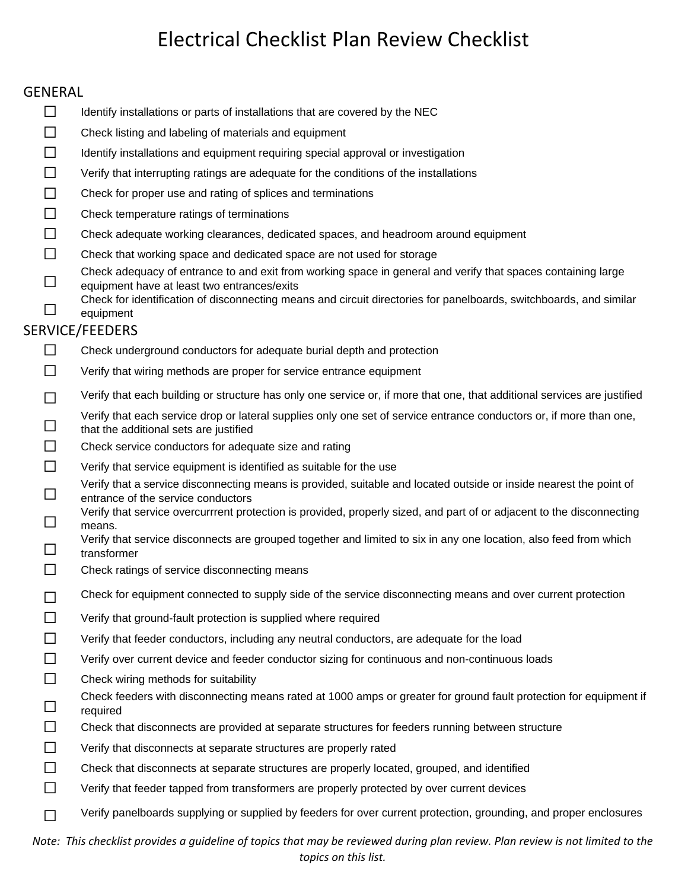# Electrical Checklist Plan Review Checklist

## GENERAL

- ☐ Identify installations or parts of installations that are covered by the NEC
- ☐ Check listing and labeling of materials and equipment
- ☐ Identify installations and equipment requiring special approval or investigation
- ☐ Verify that interrupting ratings are adequate for the conditions of the installations
- ☐ Check for proper use and rating of splices and terminations
- ☐ Check temperature ratings of terminations
- ☐ Check adequate working clearances, dedicated spaces, and headroom around equipment
- ☐ Check that working space and dedicated space are not used for storage
- ☐ Check adequacy of entrance to and exit from working space in general and verify that spaces containing large equipment have at least two entrances/exits
- ☐ Check for identification of disconnecting means and circuit directories for panelboards, switchboards, and similar equipment

## SERVICE/FEEDERS

- ☐ Check underground conductors for adequate burial depth and protection
- ☐ Verify that wiring methods are proper for service entrance equipment
- ☐ Verify that each building or structure has only one service or, if more that one, that additional services are justified
- ☐ Verify that each service drop or lateral supplies only one set of service entrance conductors or, if more than one, that the additional sets are justified
- ☐ Check service conductors for adequate size and rating
- ☐ Verify that service equipment is identified as suitable for the use
- ☐ Verify that a service disconnecting means is provided, suitable and located outside or inside nearest the point of entrance of the service conductors
- ☐ Verify that service overcurrrent protection is provided, properly sized, and part of or adjacent to the disconnecting means.
- ☐ Verify that service disconnects are grouped together and limited to six in any one location, also feed from which transformer
- ☐ Check ratings of service disconnecting means
- ☐ Check for equipment connected to supply side of the service disconnecting means and over current protection
- ☐ Verify that ground-fault protection is supplied where required
- ☐ Verify that feeder conductors, including any neutral conductors, are adequate for the load
- ☐ Verify over current device and feeder conductor sizing for continuous and non-continuous loads
- ☐ Check wiring methods for suitability
- ☐ Check feeders with disconnecting means rated at 1000 amps or greater for ground fault protection for equipment if required
- ☐ Check that disconnects are provided at separate structures for feeders running between structure
- ☐ Verify that disconnects at separate structures are properly rated
- ☐ Check that disconnects at separate structures are properly located, grouped, and identified
- ☐ Verify that feeder tapped from transformers are properly protected by over current devices
- ☐ Verify panelboards supplying or supplied by feeders for over current protection, grounding, and proper enclosures

*Note: This checklist provides a guideline of topics that may be reviewed during plan review. Plan review is not limited to the topics on this list.*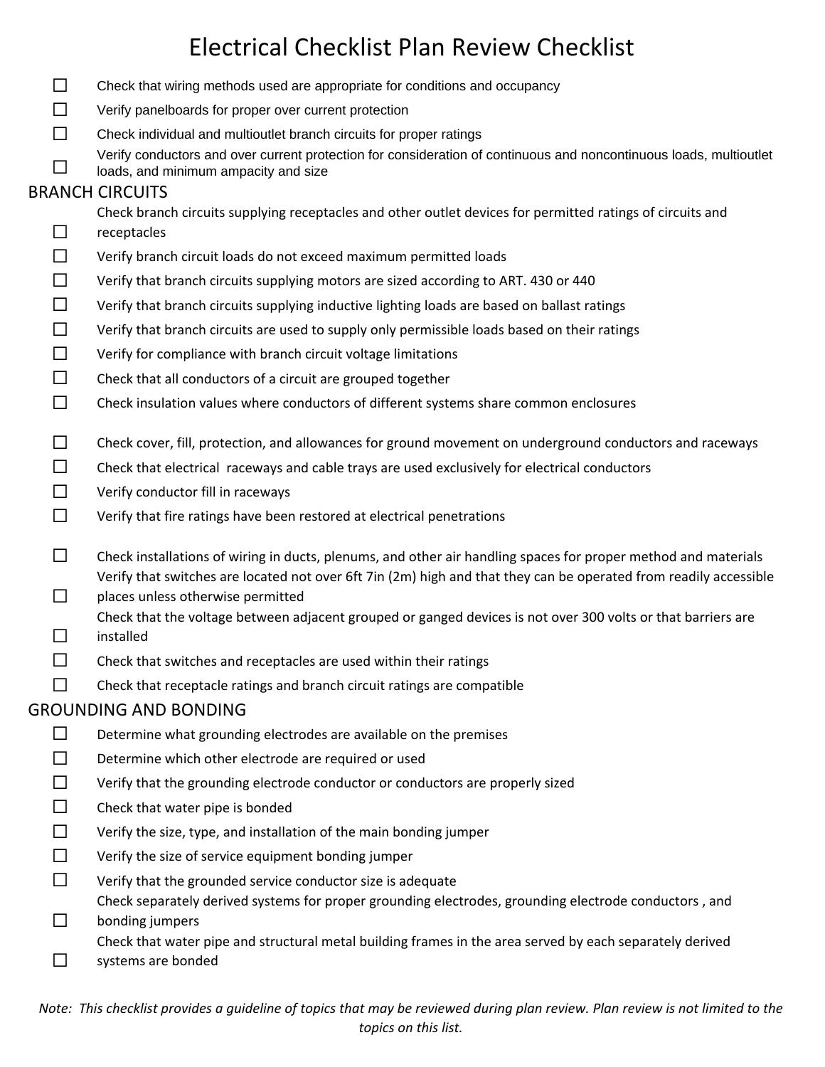# Electrical Checklist Plan Review Checklist

- ☐ Check that wiring methods used are appropriate for conditions and occupancy
- ☐ Verify panelboards for proper over current protection
- ☐ Check individual and multioutlet branch circuits for proper ratings
- ☐ Verify conductors and over current protection for consideration of continuous and noncontinuous loads, multioutlet loads, and minimum ampacity and size

## BRANCH CIRCUITS

- ☐ Check branch circuits supplying receptacles and other outlet devices for permitted ratings of circuits and receptacles
- ☐ Verify branch circuit loads do not exceed maximum permitted loads
- ☐ Verify that branch circuits supplying motors are sized according to ART. 430 or 440
- ☐ Verify that branch circuits supplying inductive lighting loads are based on ballast ratings
- ☐ Verify that branch circuits are used to supply only permissible loads based on their ratings
- ☐ Verify for compliance with branch circuit voltage limitations
- ☐ Check that all conductors of a circuit are grouped together
- ☐ Check insulation values where conductors of different systems share common enclosures
- ☐ Check cover, fill, protection, and allowances for ground movement on underground conductors and raceways
- ☐ Check that electrical raceways and cable trays are used exclusively for electrical conductors
- ☐ Verify conductor fill in raceways
- ☐ Verify that fire ratings have been restored at electrical penetrations
- ☐ Check installations of wiring in ducts, plenums, and other air handling spaces for proper method and materials
- ☐ Verify that switches are located not over 6ft 7in (2m) high and that they can be operated from readily accessible places unless otherwise permitted
- ☐ Check that the voltage between adjacent grouped or ganged devices is not over 300 volts or that barriers are installed
- ☐ Check that switches and receptacles are used within their ratings
- ☐ Check that receptacle ratings and branch circuit ratings are compatible

## GROUNDING AND BONDING

- ☐ Determine what grounding electrodes are available on the premises
- ☐ Determine which other electrode are required or used
- ☐ Verify that the grounding electrode conductor or conductors are properly sized
- ☐ Check that water pipe is bonded
- ☐ Verify the size, type, and installation of the main bonding jumper
- ☐ Verify the size of service equipment bonding jumper
- ☐ Verify that the grounded service conductor size is adequate
- ☐ Check separately derived systems for proper grounding electrodes, grounding electrode conductors , and bonding jumpers
- ☐ Check that water pipe and structural metal building frames in the area served by each separately derived systems are bonded

*Note: This checklist provides a guideline of topics that may be reviewed during plan review. Plan review is not limited to the topics on this list.*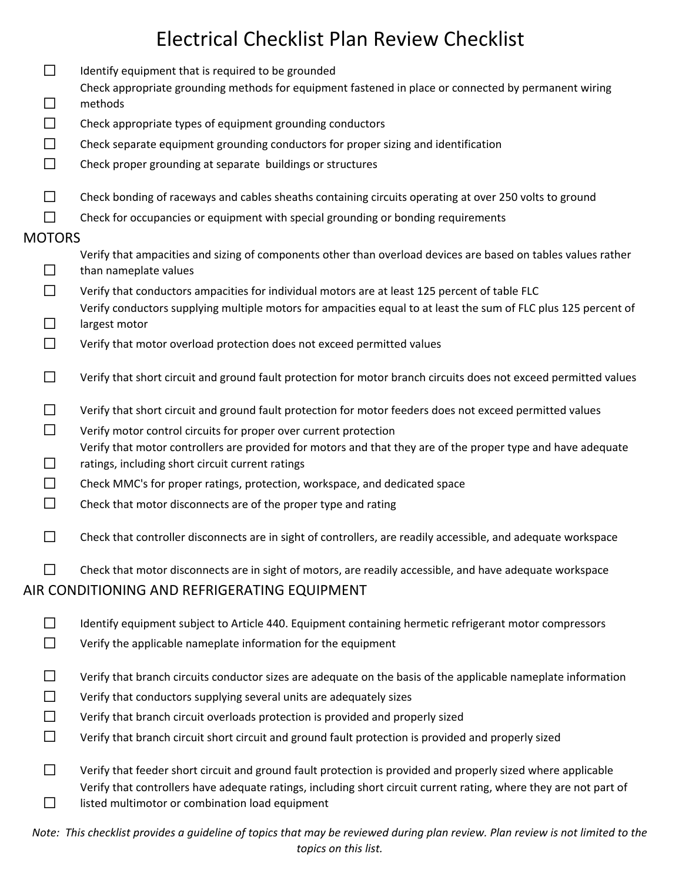# Electrical Checklist Plan Review Checklist

- ☐ Identify equipment that is required to be grounded
- ☐ Check appropriate grounding methods for equipment fastened in place or connected by permanent wiring methods
- ☐ Check appropriate types of equipment grounding conductors
- ☐ Check separate equipment grounding conductors for proper sizing and identification
- ☐ Check proper grounding at separate buildings or structures
- ☐ Check bonding of raceways and cables sheaths containing circuits operating at over 250 volts to ground
- ☐ Check for occupancies or equipment with special grounding or bonding requirements

## MOTORS

- ☐ Verify that ampacities and sizing of components other than overload devices are based on tables values rather than nameplate values
- ☐ Verify that conductors ampacities for individual motors are at least 125 percent of table FLC
- ☐ Verify conductors supplying multiple motors for ampacities equal to at least the sum of FLC plus 125 percent of largest motor
- ☐ Verify that motor overload protection does not exceed permitted values
- ☐ Verify that short circuit and ground fault protection for motor branch circuits does not exceed permitted values
- ☐ Verify that short circuit and ground fault protection for motor feeders does not exceed permitted values
- ☐ Verify motor control circuits for proper over current protection
- ☐ Verify that motor controllers are provided for motors and that they are of the proper type and have adequate ratings, including short circuit current ratings
- ☐ Check MMC's for proper ratings, protection, workspace, and dedicated space
- ☐ Check that motor disconnects are of the proper type and rating
- ☐ Check that controller disconnects are in sight of controllers, are readily accessible, and adequate workspace
- ☐ Check that motor disconnects are in sight of motors, are readily accessible, and have adequate workspace

## AIR CONDITIONING AND REFRIGERATING EQUIPMENT

- ☐ Identify equipment subject to Article 440. Equipment containing hermetic refrigerant motor compressors
- ☐ Verify the applicable nameplate information for the equipment
- ☐ Verify that branch circuits conductor sizes are adequate on the basis of the applicable nameplate information
- ☐ Verify that conductors supplying several units are adequately sizes
- ☐ Verify that branch circuit overloads protection is provided and properly sized
- ☐ Verify that branch circuit short circuit and ground fault protection is provided and properly sized
- ☐ Verify that feeder short circuit and ground fault protection is provided and properly sized where applicable
- ☐ Verify that controllers have adequate ratings, including short circuit current rating, where they are not part of listed multimotor or combination load equipment

*Note: This checklist provides a guideline of topics that may be reviewed during plan review. Plan review is not limited to the topics on this list.*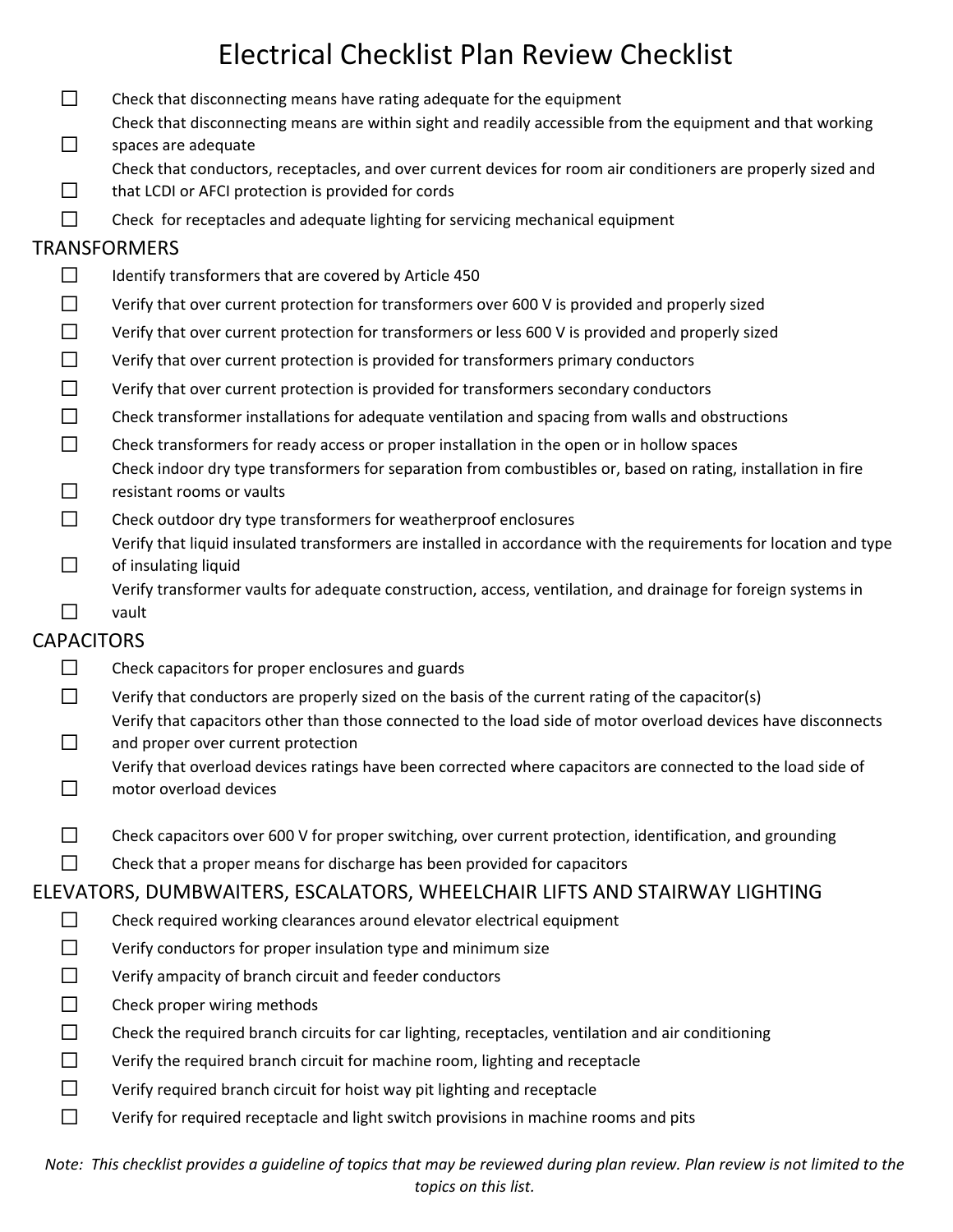# Electrical Checklist Plan Review Checklist

- ☐ Check that disconnecting means have rating adequate for the equipment
- ☐ Check that disconnecting means are within sight and readily accessible from the equipment and that working spaces are adequate
- ☐ Check that conductors, receptacles, and over current devices for room air conditioners are properly sized and that LCDI or AFCI protection is provided for cords
- ☐ Check  for receptacles and adequate lighting for servicing mechanical equipment

## TRANSFORMERS

- ☐ Identify transformers that are covered by Article 450
- ☐ Verify that over current protection for transformers over 600 V is provided and properly sized
- ☐ Verify that over current protection for transformers or less 600 V is provided and properly sized
- ☐ Verify that over current protection is provided for transformers primary conductors
- ☐ Verify that over current protection is provided for transformers secondary conductors
- ☐ Check transformer installations for adequate ventilation and spacing from walls and obstructions
- ☐ Check transformers for ready access or proper installation in the open or in hollow spaces
- ☐ Check indoor dry type transformers for separation from combustibles or, based on rating, installation in fire resistant rooms or vaults
- ☐ Check outdoor dry type transformers for weatherproof enclosures
- ☐ Verify that liquid insulated transformers are installed in accordance with the requirements for location and type of insulating liquid
- ☐ Verify transformer vaults for adequate construction, access, ventilation, and drainage for foreign systems in vault

## CAPACITORS

- ☐ Check capacitors for proper enclosures and guards
- ☐ Verify that conductors are properly sized on the basis of the current rating of the capacitor(s)
- ☐ Verify that capacitors other than those connected to the load side of motor overload devices have disconnects and proper over current protection
- ☐ Verify that overload devices ratings have been corrected where capacitors are connected to the load side of motor overload devices
- ☐ Check capacitors over 600 V for proper switching, over current protection, identification, and grounding
- ☐ Check that a proper means for discharge has been provided for capacitors

## ELEVATORS, DUMBWAITERS, ESCALATORS, WHEELCHAIR LIFTS AND STAIRWAY LIGHTING

- ☐ Check required working clearances around elevator electrical equipment
- ☐ Verify conductors for proper insulation type and minimum size
- ☐ Verify ampacity of branch circuit and feeder conductors
- ☐ Check proper wiring methods
- ☐ Check the required branch circuits for car lighting, receptacles, ventilation and air conditioning
- ☐ Verify the required branch circuit for machine room, lighting and receptacle
- ☐ Verify required branch circuit for hoist way pit lighting and receptacle
- ☐ Verify for required receptacle and light switch provisions in machine rooms and pits

*Note: This checklist provides a guideline of topics that may be reviewed during plan review. Plan review is not limited to the topics on this list.*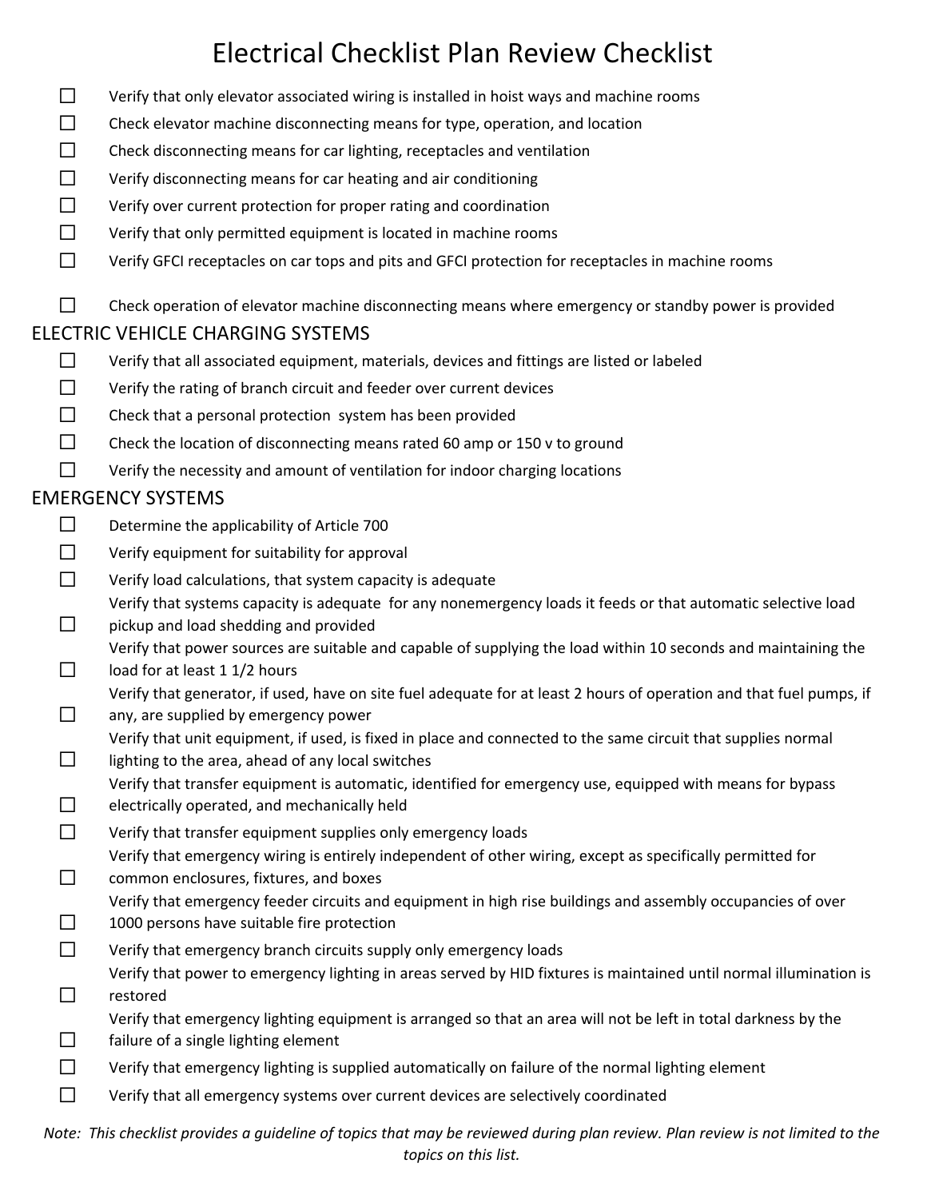# Electrical Checklist Plan Review Checklist

- ☐ Verify that only elevator associated wiring is installed in hoist ways and machine rooms
- ☐ Check elevator machine disconnecting means for type, operation, and location
- ☐ Check disconnecting means for car lighting, receptacles and ventilation
- ☐ Verify disconnecting means for car heating and air conditioning
- ☐ Verify over current protection for proper rating and coordination
- ☐ Verify that only permitted equipment is located in machine rooms
- ☐ Verify GFCI receptacles on car tops and pits and GFCI protection for receptacles in machine rooms
- ☐ Check operation of elevator machine disconnecting means where emergency or standby power is provided

## ELECTRIC VEHICLE CHARGING SYSTEMS

- ☐ Verify that all associated equipment, materials, devices and fittings are listed or labeled
- ☐ Verify the rating of branch circuit and feeder over current devices
- ☐ Check that a personal protection system has been provided
- ☐ Check the location of disconnecting means rated 60 amp or 150 v to ground
- ☐ Verify the necessity and amount of ventilation for indoor charging locations

## EMERGENCY SYSTEMS

- ☐ Determine the applicability of Article 700
- ☐ Verify equipment for suitability for approval
- ☐ Verify load calculations, that system capacity is adequate
- ☐ Verify that systems capacity is adequate for any nonemergency loads it feeds or that automatic selective load pickup and load shedding and provided
- ☐ Verify that power sources are suitable and capable of supplying the load within 10 seconds and maintaining the load for at least 1 1/2 hours
- ☐ Verify that generator, if used, have on site fuel adequate for at least 2 hours of operation and that fuel pumps, if any, are supplied by emergency power
- ☐ Verify that unit equipment, if used, is fixed in place and connected to the same circuit that supplies normal lighting to the area, ahead of any local switches
- ☐ Verify that transfer equipment is automatic, identified for emergency use, equipped with means for bypass electrically operated, and mechanically held
- ☐ Verify that transfer equipment supplies only emergency loads
- ☐ Verify that emergency wiring is entirely independent of other wiring, except as specifically permitted for common enclosures, fixtures, and boxes
- ☐ Verify that emergency feeder circuits and equipment in high rise buildings and assembly occupancies of over 1000 persons have suitable fire protection
- ☐ Verify that emergency branch circuits supply only emergency loads
- ☐ Verify that power to emergency lighting in areas served by HID fixtures is maintained until normal illumination is restored
- ☐ Verify that emergency lighting equipment is arranged so that an area will not be left in total darkness by the failure of a single lighting element
- ☐ Verify that emergency lighting is supplied automatically on failure of the normal lighting element
- ☐ Verify that all emergency systems over current devices are selectively coordinated

*Note: This checklist provides a guideline of topics that may be reviewed during plan review. Plan review is not limited to the topics on this list.*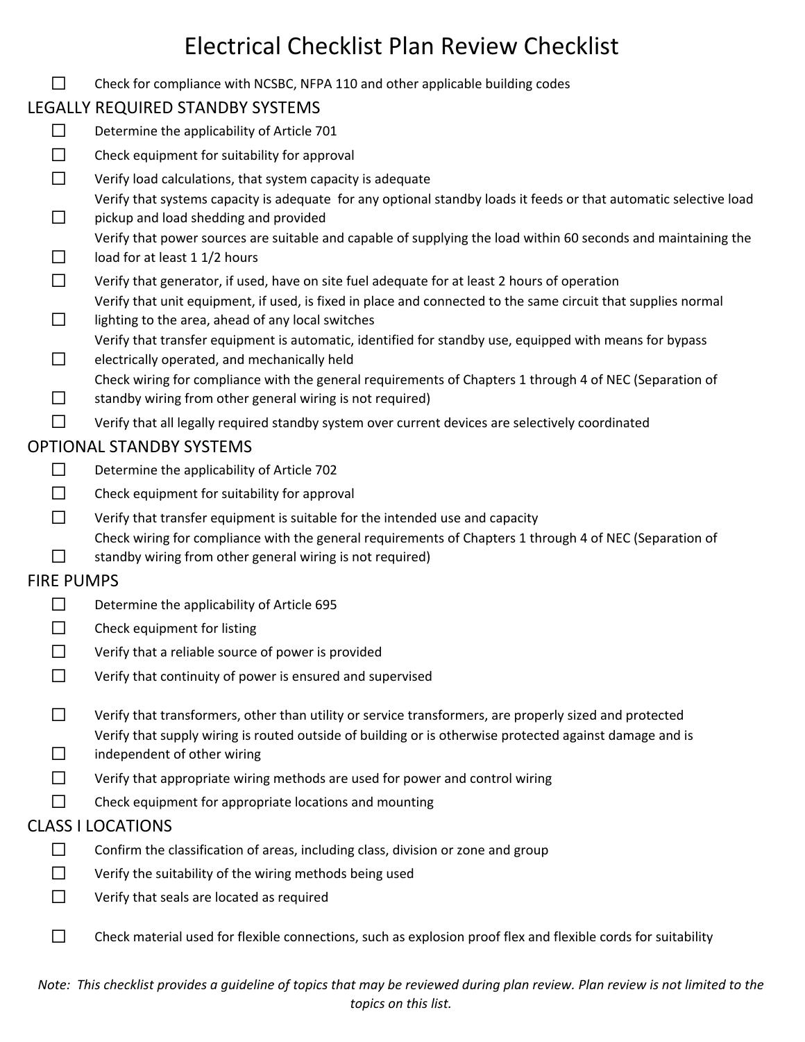# Electrical Checklist Plan Review Checklist

- ☐ Check for compliance with NCSBC, NFPA 110 and other applicable building codes

## LEGALLY REQUIRED STANDBY SYSTEMS

- ☐ Determine the applicability of Article 701
- ☐ Check equipment for suitability for approval
- ☐ Verify load calculations, that system capacity is adequate
- ☐ Verify that systems capacity is adequate for any optional standby loads it feeds or that automatic selective load pickup and load shedding and provided
- ☐ Verify that power sources are suitable and capable of supplying the load within 60 seconds and maintaining the load for at least 1 1/2 hours
- ☐ Verify that generator, if used, have on site fuel adequate for at least 2 hours of operation
- ☐ Verify that unit equipment, if used, is fixed in place and connected to the same circuit that supplies normal lighting to the area, ahead of any local switches
- ☐ Verify that transfer equipment is automatic, identified for standby use, equipped with means for bypass electrically operated, and mechanically held
- ☐ Check wiring for compliance with the general requirements of Chapters 1 through 4 of NEC (Separation of standby wiring from other general wiring is not required)
- ☐ Verify that all legally required standby system over current devices are selectively coordinated

## OPTIONAL STANDBY SYSTEMS

- ☐ Determine the applicability of Article 702
- ☐ Check equipment for suitability for approval
- ☐ Verify that transfer equipment is suitable for the intended use and capacity
- ☐ Check wiring for compliance with the general requirements of Chapters 1 through 4 of NEC (Separation of standby wiring from other general wiring is not required)

## FIRE PUMPS

- ☐ Determine the applicability of Article 695
- ☐ Check equipment for listing
- ☐ Verify that a reliable source of power is provided
- ☐ Verify that continuity of power is ensured and supervised
- ☐ Verify that transformers, other than utility or service transformers, are properly sized and protected
- ☐ Verify that supply wiring is routed outside of building or is otherwise protected against damage and is independent of other wiring
- ☐ Verify that appropriate wiring methods are used for power and control wiring
- ☐ Check equipment for appropriate locations and mounting

## CLASS I LOCATIONS

- ☐ Confirm the classification of areas, including class, division or zone and group
- ☐ Verify the suitability of the wiring methods being used
- ☐ Verify that seals are located as required
- ☐ Check material used for flexible connections, such as explosion proof flex and flexible cords for suitability

*Note: This checklist provides a guideline of topics that may be reviewed during plan review. Plan review is not limited to the topics on this list.*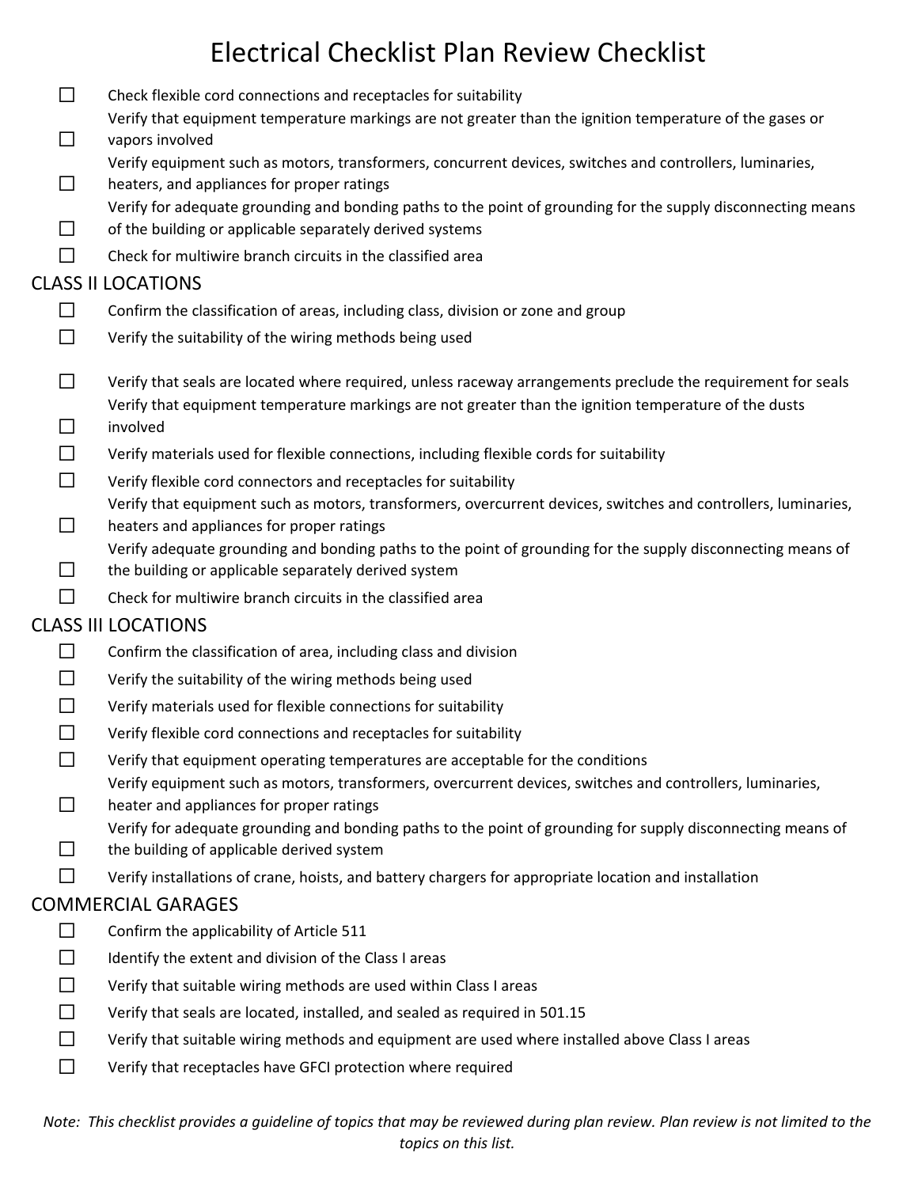# Electrical Checklist Plan Review Checklist

- ☐ Check flexible cord connections and receptacles for suitability
- ☐ Verify that equipment temperature markings are not greater than the ignition temperature of the gases or vapors involved
- ☐ Verify equipment such as motors, transformers, concurrent devices, switches and controllers, luminaries, heaters, and appliances for proper ratings
- ☐ Verify for adequate grounding and bonding paths to the point of grounding for the supply disconnecting means of the building or applicable separately derived systems
- ☐ Check for multiwire branch circuits in the classified area

## CLASS II LOCATIONS

- ☐ Confirm the classification of areas, including class, division or zone and group
- ☐ Verify the suitability of the wiring methods being used
- ☐ Verify that seals are located where required, unless raceway arrangements preclude the requirement for seals
- ☐ Verify that equipment temperature markings are not greater than the ignition temperature of the dusts involved
- ☐ Verify materials used for flexible connections, including flexible cords for suitability
- ☐ Verify flexible cord connectors and receptacles for suitability
- ☐ Verify that equipment such as motors, transformers, overcurrent devices, switches and controllers, luminaries, heaters and appliances for proper ratings
- ☐ Verify adequate grounding and bonding paths to the point of grounding for the supply disconnecting means of the building or applicable separately derived system
- ☐ Check for multiwire branch circuits in the classified area

## CLASS III LOCATIONS

- ☐ Confirm the classification of area, including class and division
- ☐ Verify the suitability of the wiring methods being used
- ☐ Verify materials used for flexible connections for suitability
- ☐ Verify flexible cord connections and receptacles for suitability
- ☐ Verify that equipment operating temperatures are acceptable for the conditions
- ☐ Verify equipment such as motors, transformers, overcurrent devices, switches and controllers, luminaries, heater and appliances for proper ratings
- ☐ Verify for adequate grounding and bonding paths to the point of grounding for supply disconnecting means of the building of applicable derived system
- ☐ Verify installations of crane, hoists, and battery chargers for appropriate location and installation

## COMMERCIAL GARAGES

- ☐ Confirm the applicability of Article 511
- ☐ Identify the extent and division of the Class I areas
- ☐ Verify that suitable wiring methods are used within Class I areas
- ☐ Verify that seals are located, installed, and sealed as required in 501.15
- ☐ Verify that suitable wiring methods and equipment are used where installed above Class I areas
- ☐ Verify that receptacles have GFCI protection where required

*Note: This checklist provides a guideline of topics that may be reviewed during plan review. Plan review is not limited to the topics on this list.*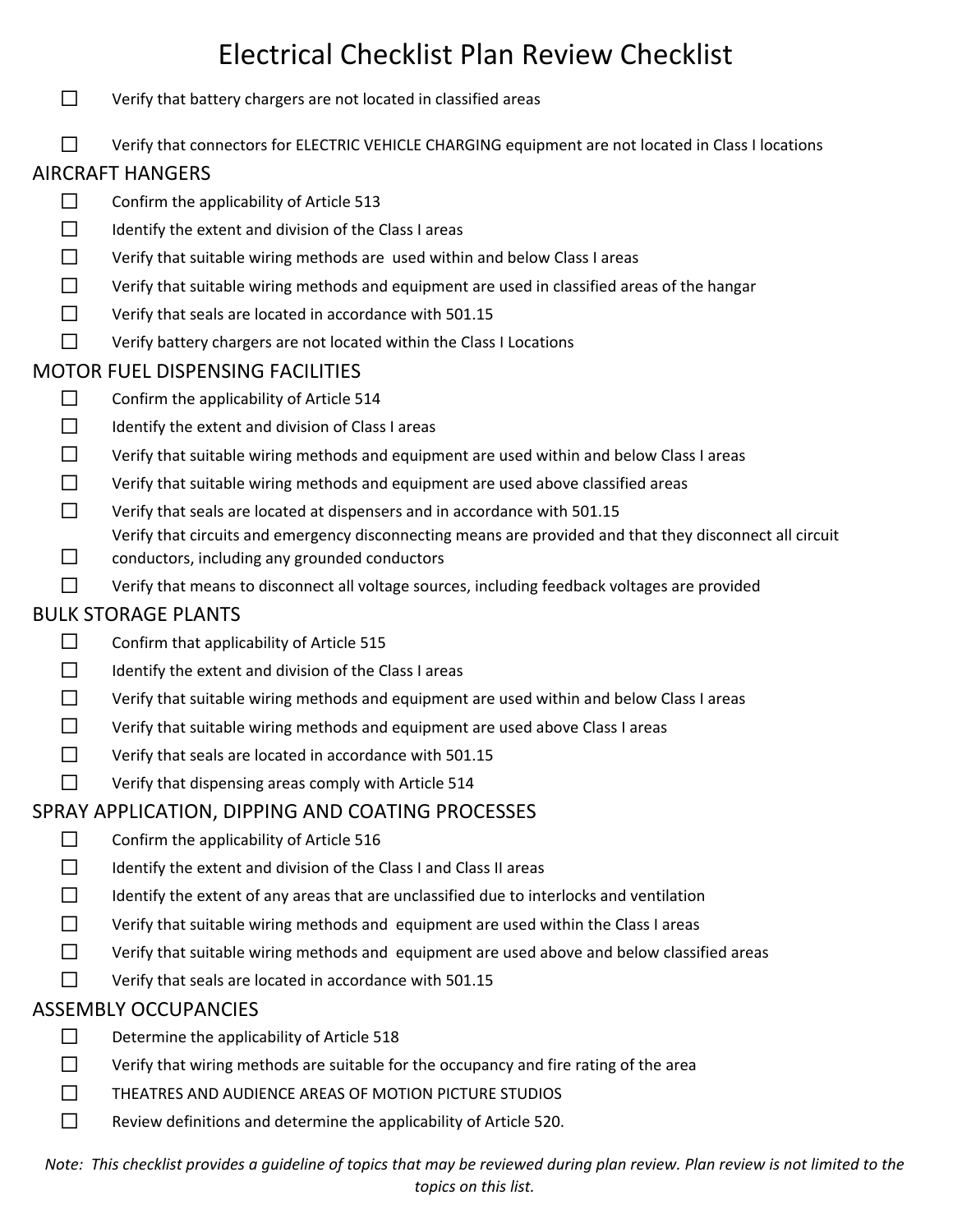# Electrical Checklist Plan Review Checklist

- ☐ Verify that battery chargers are not located in classified areas
- ☐ Verify that connectors for ELECTRIC VEHICLE CHARGING equipment are not located in Class I locations

## AIRCRAFT HANGERS

- ☐ Confirm the applicability of Article 513
- ☐ Identify the extent and division of the Class I areas
- ☐ Verify that suitable wiring methods are used within and below Class I areas
- ☐ Verify that suitable wiring methods and equipment are used in classified areas of the hangar
- ☐ Verify that seals are located in accordance with 501.15
- ☐ Verify battery chargers are not located within the Class I Locations

## MOTOR FUEL DISPENSING FACILITIES

- ☐ Confirm the applicability of Article 514
- ☐ Identify the extent and division of Class I areas
- ☐ Verify that suitable wiring methods and equipment are used within and below Class I areas
- ☐ Verify that suitable wiring methods and equipment are used above classified areas
- ☐ Verify that seals are located at dispensers and in accordance with 501.15
- ☐ Verify that circuits and emergency disconnecting means are provided and that they disconnect all circuit conductors, including any grounded conductors
- ☐ Verify that means to disconnect all voltage sources, including feedback voltages are provided

## BULK STORAGE PLANTS

- ☐ Confirm that applicability of Article 515
- ☐ Identify the extent and division of the Class I areas
- ☐ Verify that suitable wiring methods and equipment are used within and below Class I areas
- ☐ Verify that suitable wiring methods and equipment are used above Class I areas
- ☐ Verify that seals are located in accordance with 501.15
- ☐ Verify that dispensing areas comply with Article 514

## SPRAY APPLICATION, DIPPING AND COATING PROCESSES

- ☐ Confirm the applicability of Article 516
- ☐ Identify the extent and division of the Class I and Class II areas
- ☐ Identify the extent of any areas that are unclassified due to interlocks and ventilation
- ☐ Verify that suitable wiring methods and equipment are used within the Class I areas
- ☐ Verify that suitable wiring methods and equipment are used above and below classified areas
- ☐ Verify that seals are located in accordance with 501.15

## ASSEMBLY OCCUPANCIES

- ☐ Determine the applicability of Article 518
- ☐ Verify that wiring methods are suitable for the occupancy and fire rating of the area
- ☐ THEATRES AND AUDIENCE AREAS OF MOTION PICTURE STUDIOS
- ☐ Review definitions and determine the applicability of Article 520.

*Note: This checklist provides a guideline of topics that may be reviewed during plan review. Plan review is not limited to the topics on this list.*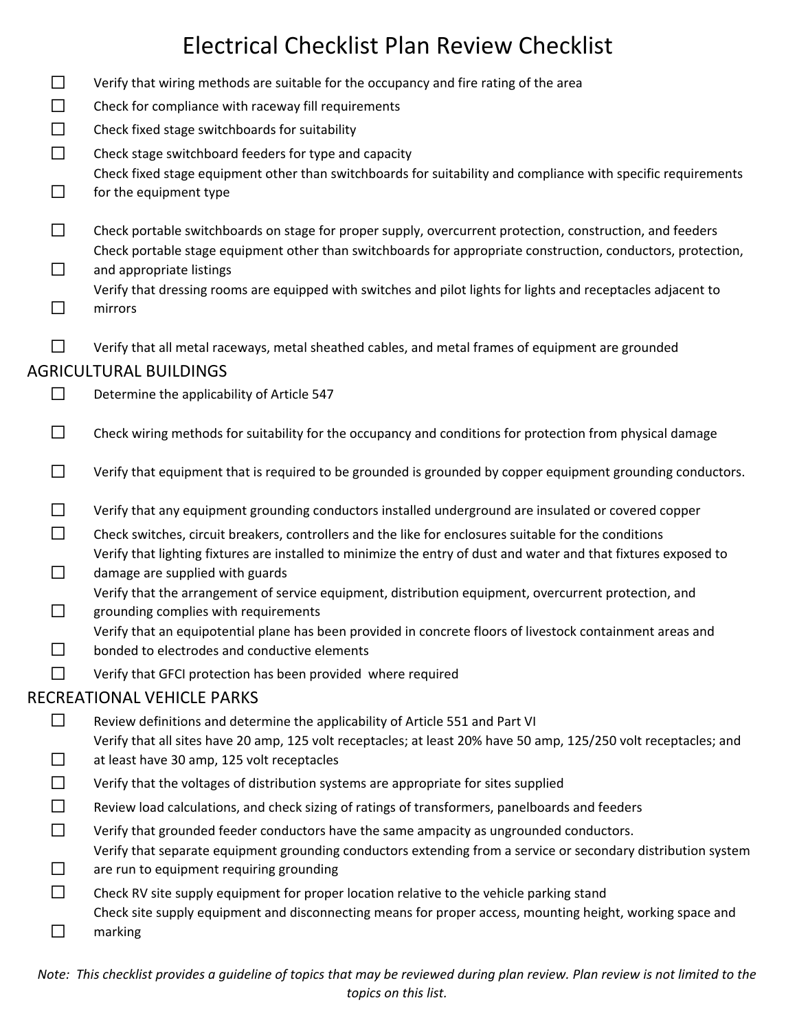# Electrical Checklist Plan Review Checklist

- ☐ Verify that wiring methods are suitable for the occupancy and fire rating of the area
- ☐ Check for compliance with raceway fill requirements
- ☐ Check fixed stage switchboards for suitability
- ☐ Check stage switchboard feeders for type and capacity
- ☐ Check fixed stage equipment other than switchboards for suitability and compliance with specific requirements for the equipment type
- ☐ Check portable switchboards on stage for proper supply, overcurrent protection, construction, and feeders
- ☐ Check portable stage equipment other than switchboards for appropriate construction, conductors, protection, and appropriate listings
- ☐ Verify that dressing rooms are equipped with switches and pilot lights for lights and receptacles adjacent to mirrors
- ☐ Verify that all metal raceways, metal sheathed cables, and metal frames of equipment are grounded

## AGRICULTURAL BUILDINGS

- ☐ Determine the applicability of Article 547
- ☐ Check wiring methods for suitability for the occupancy and conditions for protection from physical damage
- ☐ Verify that equipment that is required to be grounded is grounded by copper equipment grounding conductors.
- ☐ Verify that any equipment grounding conductors installed underground are insulated or covered copper
- ☐ Check switches, circuit breakers, controllers and the like for enclosures suitable for the conditions
- ☐ Verify that lighting fixtures are installed to minimize the entry of dust and water and that fixtures exposed to damage are supplied with guards
- ☐ Verify that the arrangement of service equipment, distribution equipment, overcurrent protection, and grounding complies with requirements
- ☐ Verify that an equipotential plane has been provided in concrete floors of livestock containment areas and bonded to electrodes and conductive elements
- ☐ Verify that GFCI protection has been provided where required

## RECREATIONAL VEHICLE PARKS

- ☐ Review definitions and determine the applicability of Article 551 and Part VI
- ☐ Verify that all sites have 20 amp, 125 volt receptacles; at least 20% have 50 amp, 125/250 volt receptacles; and at least have 30 amp, 125 volt receptacles
- ☐ Verify that the voltages of distribution systems are appropriate for sites supplied
- ☐ Review load calculations, and check sizing of ratings of transformers, panelboards and feeders
- ☐ Verify that grounded feeder conductors have the same ampacity as ungrounded conductors.
- ☐ Verify that separate equipment grounding conductors extending from a service or secondary distribution system are run to equipment requiring grounding
- ☐ Check RV site supply equipment for proper location relative to the vehicle parking stand
- ☐ Check site supply equipment and disconnecting means for proper access, mounting height, working space and marking

*Note: This checklist provides a guideline of topics that may be reviewed during plan review. Plan review is not limited to the topics on this list.*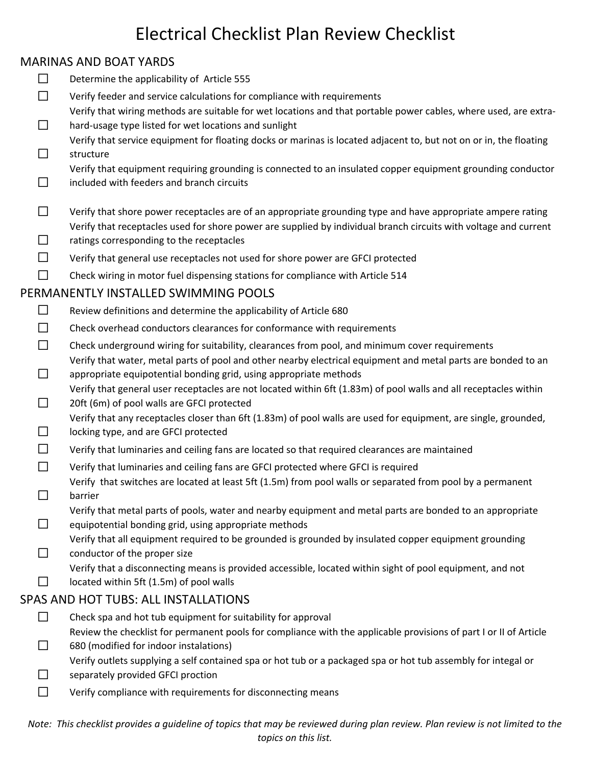# Electrical Checklist Plan Review Checklist

## MARINAS AND BOAT YARDS

- ☐ Determine the applicability of Article 555
- ☐ Verify feeder and service calculations for compliance with requirements
- ☐ Verify that wiring methods are suitable for wet locations and that portable power cables, where used, are extra-hard-usage type listed for wet locations and sunlight
- ☐ Verify that service equipment for floating docks or marinas is located adjacent to, but not on or in, the floating structure
- ☐ Verify that equipment requiring grounding is connected to an insulated copper equipment grounding conductor included with feeders and branch circuits
- ☐ Verify that shore power receptacles are of an appropriate grounding type and have appropriate ampere rating
- ☐ Verify that receptacles used for shore power are supplied by individual branch circuits with voltage and current ratings corresponding to the receptacles
- ☐ Verify that general use receptacles not used for shore power are GFCI protected
- ☐ Check wiring in motor fuel dispensing stations for compliance with Article 514

## PERMANENTLY INSTALLED SWIMMING POOLS

- ☐ Review definitions and determine the applicability of Article 680
- ☐ Check overhead conductors clearances for conformance with requirements
- ☐ Check underground wiring for suitability, clearances from pool, and minimum cover requirements
- ☐ Verify that water, metal parts of pool and other nearby electrical equipment and metal parts are bonded to an appropriate equipotential bonding grid, using appropriate methods
- ☐ Verify that general user receptacles are not located within 6ft (1.83m) of pool walls and all receptacles within 20ft (6m) of pool walls are GFCI protected
- ☐ Verify that any receptacles closer than 6ft (1.83m) of pool walls are used for equipment, are single, grounded, locking type, and are GFCI protected
- ☐ Verify that luminaries and ceiling fans are located so that required clearances are maintained
- ☐ Verify that luminaries and ceiling fans are GFCI protected where GFCI is required
- ☐ Verify that switches are located at least 5ft (1.5m) from pool walls or separated from pool by a permanent barrier
- ☐ Verify that metal parts of pools, water and nearby equipment and metal parts are bonded to an appropriate equipotential bonding grid, using appropriate methods
- ☐ Verify that all equipment required to be grounded is grounded by insulated copper equipment grounding conductor of the proper size
- ☐ Verify that a disconnecting means is provided accessible, located within sight of pool equipment, and not located within 5ft (1.5m) of pool walls

## SPAS AND HOT TUBS: ALL INSTALLATIONS

- ☐ Check spa and hot tub equipment for suitability for approval
- ☐ Review the checklist for permanent pools for compliance with the applicable provisions of part I or II of Article 680 (modified for indoor instalations)
- ☐ Verify outlets supplying a self contained spa or hot tub or a packaged spa or hot tub assembly for integal or separately provided GFCI proction
- ☐ Verify compliance with requirements for disconnecting means

*Note: This checklist provides a guideline of topics that may be reviewed during plan review. Plan review is not limited to the topics on this list.*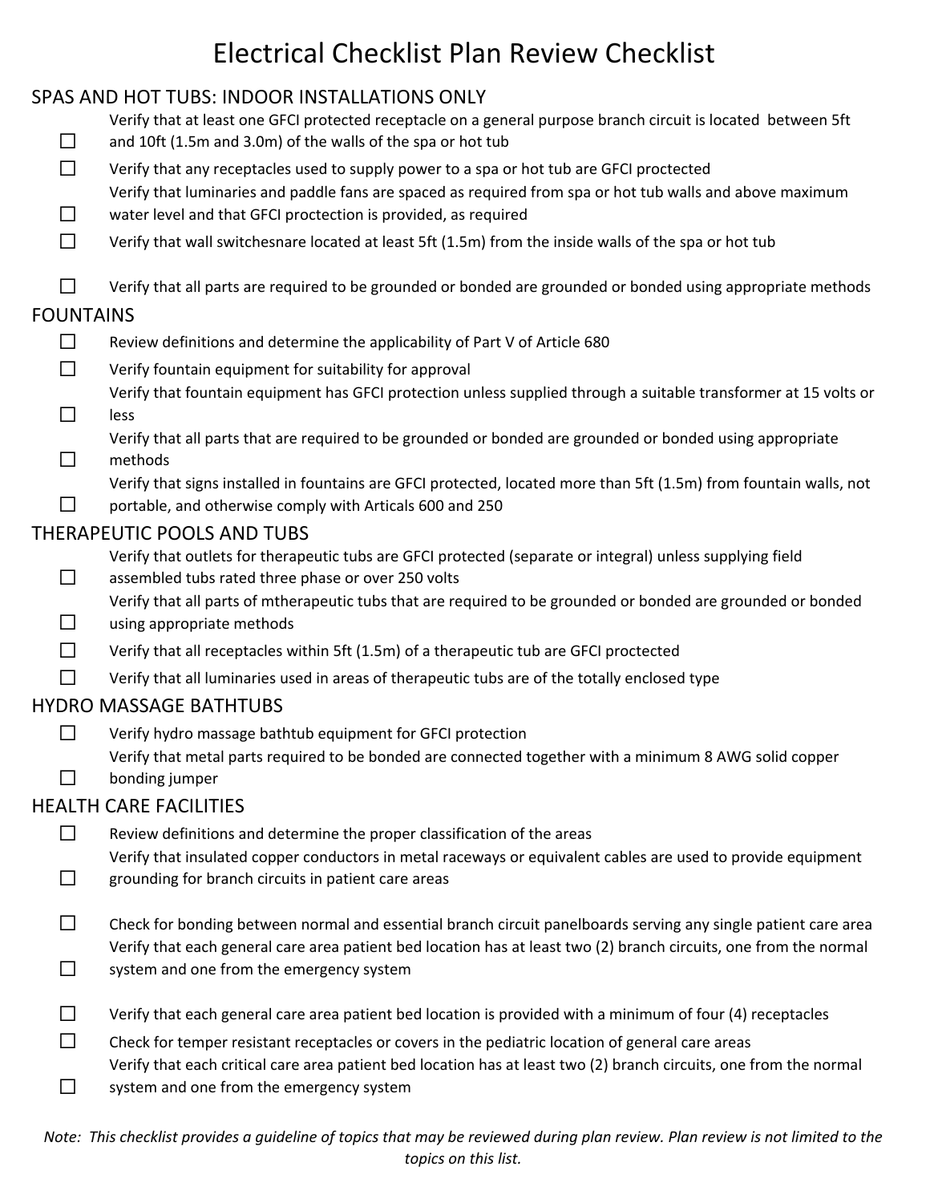# Electrical Checklist Plan Review Checklist

## SPAS AND HOT TUBS: INDOOR INSTALLATIONS ONLY

- ☐ Verify that at least one GFCI protected receptacle on a general purpose branch circuit is located between 5ft and 10ft (1.5m and 3.0m) of the walls of the spa or hot tub
- ☐ Verify that any receptacles used to supply power to a spa or hot tub are GFCI proctected
- ☐ Verify that luminaries and paddle fans are spaced as required from spa or hot tub walls and above maximum water level and that GFCI proctection is provided, as required
- ☐ Verify that wall switchesnare located at least 5ft (1.5m) from the inside walls of the spa or hot tub
- ☐ Verify that all parts are required to be grounded or bonded are grounded or bonded using appropriate methods

## FOUNTAINS

- ☐ Review definitions and determine the applicability of Part V of Article 680
- ☐ Verify fountain equipment for suitability for approval
- ☐ Verify that fountain equipment has GFCI protection unless supplied through a suitable transformer at 15 volts or less
- ☐ Verify that all parts that are required to be grounded or bonded are grounded or bonded using appropriate methods
- ☐ Verify that signs installed in fountains are GFCI protected, located more than 5ft (1.5m) from fountain walls, not portable, and otherwise comply with Articals 600 and 250

## THERAPEUTIC POOLS AND TUBS

- ☐ Verify that outlets for therapeutic tubs are GFCI protected (separate or integral) unless supplying field assembled tubs rated three phase or over 250 volts
- ☐ Verify that all parts of mtherapeutic tubs that are required to be grounded or bonded are grounded or bonded using appropriate methods
- ☐ Verify that all receptacles within 5ft (1.5m) of a therapeutic tub are GFCI proctected
- ☐ Verify that all luminaries used in areas of therapeutic tubs are of the totally enclosed type

## HYDRO MASSAGE BATHTUBS

- ☐ Verify hydro massage bathtub equipment for GFCI protection
- ☐ Verify that metal parts required to be bonded are connected together with a minimum 8 AWG solid copper bonding jumper

## HEALTH CARE FACILITIES

- ☐ Review definitions and determine the proper classification of the areas
- ☐ Verify that insulated copper conductors in metal raceways or equivalent cables are used to provide equipment grounding for branch circuits in patient care areas
- ☐ Check for bonding between normal and essential branch circuit panelboards serving any single patient care area
- ☐ Verify that each general care area patient bed location has at least two (2) branch circuits, one from the normal system and one from the emergency system
- ☐ Verify that each general care area patient bed location is provided with a minimum of four (4) receptacles
- ☐ Check for temper resistant receptacles or covers in the pediatric location of general care areas
- ☐ Verify that each critical care area patient bed location has at least two (2) branch circuits, one from the normal system and one from the emergency system

*Note: This checklist provides a guideline of topics that may be reviewed during plan review. Plan review is not limited to the topics on this list.*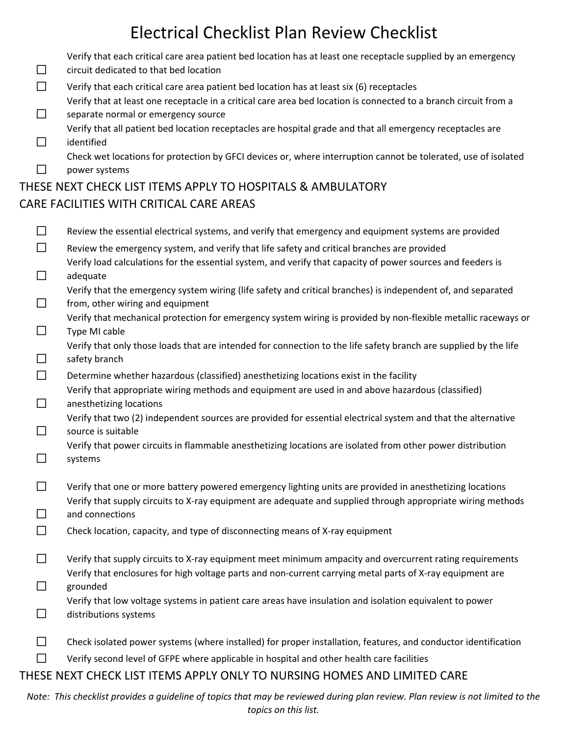# Electrical Checklist Plan Review Checklist

- ☐ Verify that each critical care area patient bed location has at least one receptacle supplied by an emergency circuit dedicated to that bed location
- ☐ Verify that each critical care area patient bed location has at least six (6) receptacles
- ☐ Verify that at least one receptacle in a critical care area bed location is connected to a branch circuit from a separate normal or emergency source
- ☐ Verify that all patient bed location receptacles are hospital grade and that all emergency receptacles are identified
- ☐ Check wet locations for protection by GFCI devices or, where interruption cannot be tolerated, use of isolated power systems

## THESE NEXT CHECK LIST ITEMS APPLY TO HOSPITALS & AMBULATORY CARE FACILITIES WITH CRITICAL CARE AREAS

- ☐ Review the essential electrical systems, and verify that emergency and equipment systems are provided
- ☐ Review the emergency system, and verify that life safety and critical branches are provided
- ☐ Verify load calculations for the essential system, and verify that capacity of power sources and feeders is adequate
- ☐ Verify that the emergency system wiring (life safety and critical branches) is independent of, and separated from, other wiring and equipment
- ☐ Verify that mechanical protection for emergency system wiring is provided by non-flexible metallic raceways or Type MI cable
- ☐ Verify that only those loads that are intended for connection to the life safety branch are supplied by the life safety branch
- ☐ Determine whether hazardous (classified) anesthetizing locations exist in the facility
- ☐ Verify that appropriate wiring methods and equipment are used in and above hazardous (classified) anesthetizing locations
- ☐ Verify that two (2) independent sources are provided for essential electrical system and that the alternative source is suitable
- ☐ Verify that power circuits in flammable anesthetizing locations are isolated from other power distribution systems
- ☐ Verify that one or more battery powered emergency lighting units are provided in anesthetizing locations
- ☐ Verify that supply circuits to X-ray equipment are adequate and supplied through appropriate wiring methods and connections
- ☐ Check location, capacity, and type of disconnecting means of X-ray equipment
- ☐ Verify that supply circuits to X-ray equipment meet minimum ampacity and overcurrent rating requirements
- ☐ Verify that enclosures for high voltage parts and non-current carrying metal parts of X-ray equipment are grounded
- ☐ Verify that low voltage systems in patient care areas have insulation and isolation equivalent to power distributions systems
- ☐ Check isolated power systems (where installed) for proper installation, features, and conductor identification
- ☐ Verify second level of GFPE where applicable in hospital and other health care facilities

## THESE NEXT CHECK LIST ITEMS APPLY ONLY TO NURSING HOMES AND LIMITED CARE

*Note: This checklist provides a guideline of topics that may be reviewed during plan review. Plan review is not limited to the topics on this list.*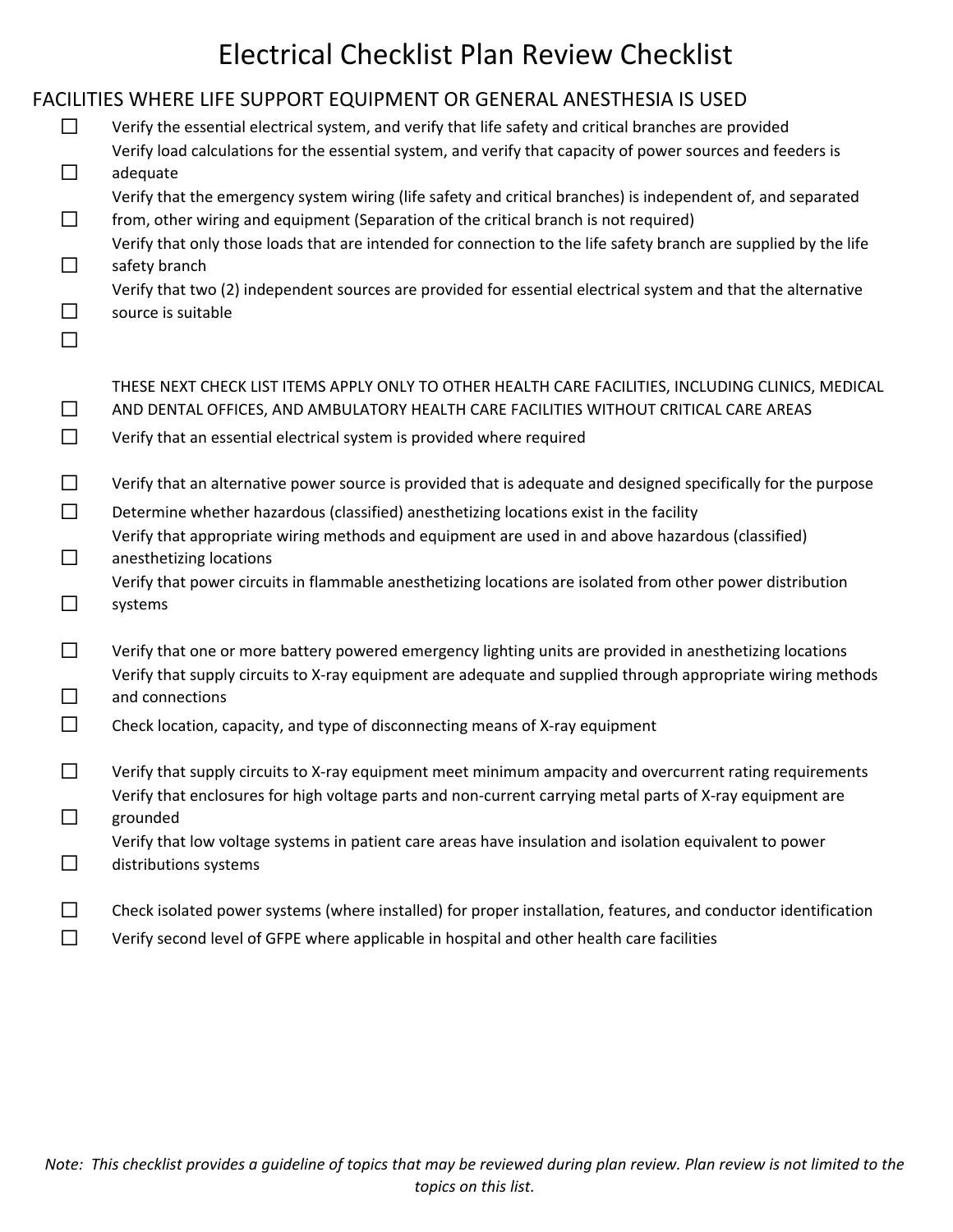# Electrical Checklist Plan Review Checklist

## FACILITIES WHERE LIFE SUPPORT EQUIPMENT OR GENERAL ANESTHESIA IS USED

- ☐ Verify the essential electrical system, and verify that life safety and critical branches are provided
- ☐ Verify load calculations for the essential system, and verify that capacity of power sources and feeders is adequate
- ☐ Verify that the emergency system wiring (life safety and critical branches) is independent of, and separated from, other wiring and equipment (Separation of the critical branch is not required)
- ☐ Verify that only those loads that are intended for connection to the life safety branch are supplied by the life safety branch
- ☐ Verify that two (2) independent sources are provided for essential electrical system and that the alternative source is suitable
- ☐
- ☐ THESE NEXT CHECK LIST ITEMS APPLY ONLY TO OTHER HEALTH CARE FACILITIES, INCLUDING CLINICS, MEDICAL AND DENTAL OFFICES, AND AMBULATORY HEALTH CARE FACILITIES WITHOUT CRITICAL CARE AREAS
- ☐ Verify that an essential electrical system is provided where required
- ☐ Verify that an alternative power source is provided that is adequate and designed specifically for the purpose
- ☐ Determine whether hazardous (classified) anesthetizing locations exist in the facility
- ☐ Verify that appropriate wiring methods and equipment are used in and above hazardous (classified) anesthetizing locations
- ☐ Verify that power circuits in flammable anesthetizing locations are isolated from other power distribution systems
- ☐ Verify that one or more battery powered emergency lighting units are provided in anesthetizing locations
- ☐ Verify that supply circuits to X-ray equipment are adequate and supplied through appropriate wiring methods and connections
- ☐ Check location, capacity, and type of disconnecting means of X-ray equipment
- ☐ Verify that supply circuits to X-ray equipment meet minimum ampacity and overcurrent rating requirements
- ☐ Verify that enclosures for high voltage parts and non-current carrying metal parts of X-ray equipment are grounded
- ☐ Verify that low voltage systems in patient care areas have insulation and isolation equivalent to power distributions systems
- ☐ Check isolated power systems (where installed) for proper installation, features, and conductor identification
- ☐ Verify second level of GFPE where applicable in hospital and other health care facilities

*Note: This checklist provides a guideline of topics that may be reviewed during plan review. Plan review is not limited to the topics on this list.*